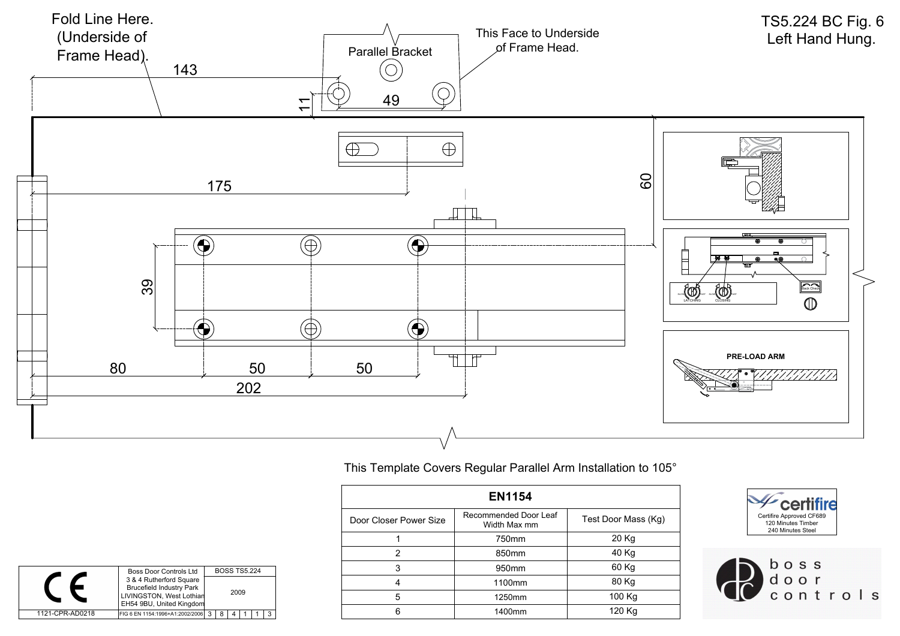# TS5.224 BC Fig. 6
Left Hand Hung.

Fold Line Here. (Underside of Frame Head).

Parallel Bracket

This Face to Underside of Frame Head.

143

11

49

175

60

39

80

50

50

202

PRE-LOAD ARM

This Template Covers Regular Parallel Arm Installation to 105°

| EN1154 | | |
|---|---|---|
| Door Closer Power Size | Recommended Door Leaf Width Max mm | Test Door Mass (Kg) |
| 1 | 750mm | 20 Kg |
| 2 | 850mm | 40 Kg |
| 3 | 950mm | 60 Kg |
| 4 | 1100mm | 80 Kg |
| 5 | 1250mm | 100 Kg |
| 6 | 1400mm | 120 Kg |

certifire
Certifire Approved CF689
120 Minutes Timber
240 Minutes Steel

boss door controls

| CE | Boss Door Controls Ltd<br>3 & 4 Rutherford Square<br>Brucefield Industry Park<br>LIVINGSTON, West Lothian<br>EH54 9BU, United Kingdom | BOSS TS5.224<br>2009 |
|---|---|---|
| 1121-CPR-AD0218 | FIG 6 EN 1154:1996+A1:2002/2006 | 3 8 4 1 1 3 |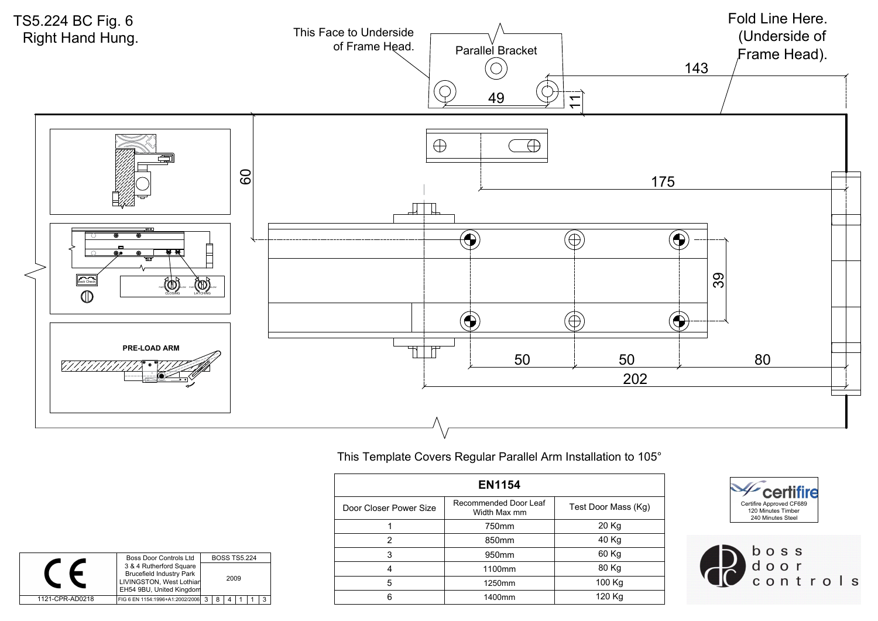TS5.224 BC Fig. 6
Right Hand Hung.

This Face to Underside of Frame Head.

Parallel Bracket

Fold Line Here. (Underside of Frame Head).

143

49

11

60

175

39

50

50

80

202

PRE-LOAD ARM

Back Check

CLOSING

LATCHING

This Template Covers Regular Parallel Arm Installation to 105°

| EN1154 | | |
|---|---|---|
| Door Closer Power Size | Recommended Door Leaf Width Max mm | Test Door Mass (Kg) |
| 1 | 750mm | 20 Kg |
| 2 | 850mm | 40 Kg |
| 3 | 950mm | 60 Kg |
| 4 | 1100mm | 80 Kg |
| 5 | 1250mm | 100 Kg |
| 6 | 1400mm | 120 Kg |

certifire
Certifire Approved CF689
120 Minutes Timber
240 Minutes Steel

boss door controls

| | | | | | | | | |
|---|---|---|---|---|---|---|---|---|
| CE | Boss Door Controls Ltd<br>3 & 4 Rutherford Square<br>Brucefield Industry Park<br>LIVINGSTON, West Lothian<br>EH54 9BU, United Kingdom | BOSS TS5.224<br>2009 | | | | | | |
| 1121-CPR-AD0218 | FIG 6 EN 1154:1996+A1:2002/2006 | 3 | 8 | 4 | 1 | 1 | 3 | |